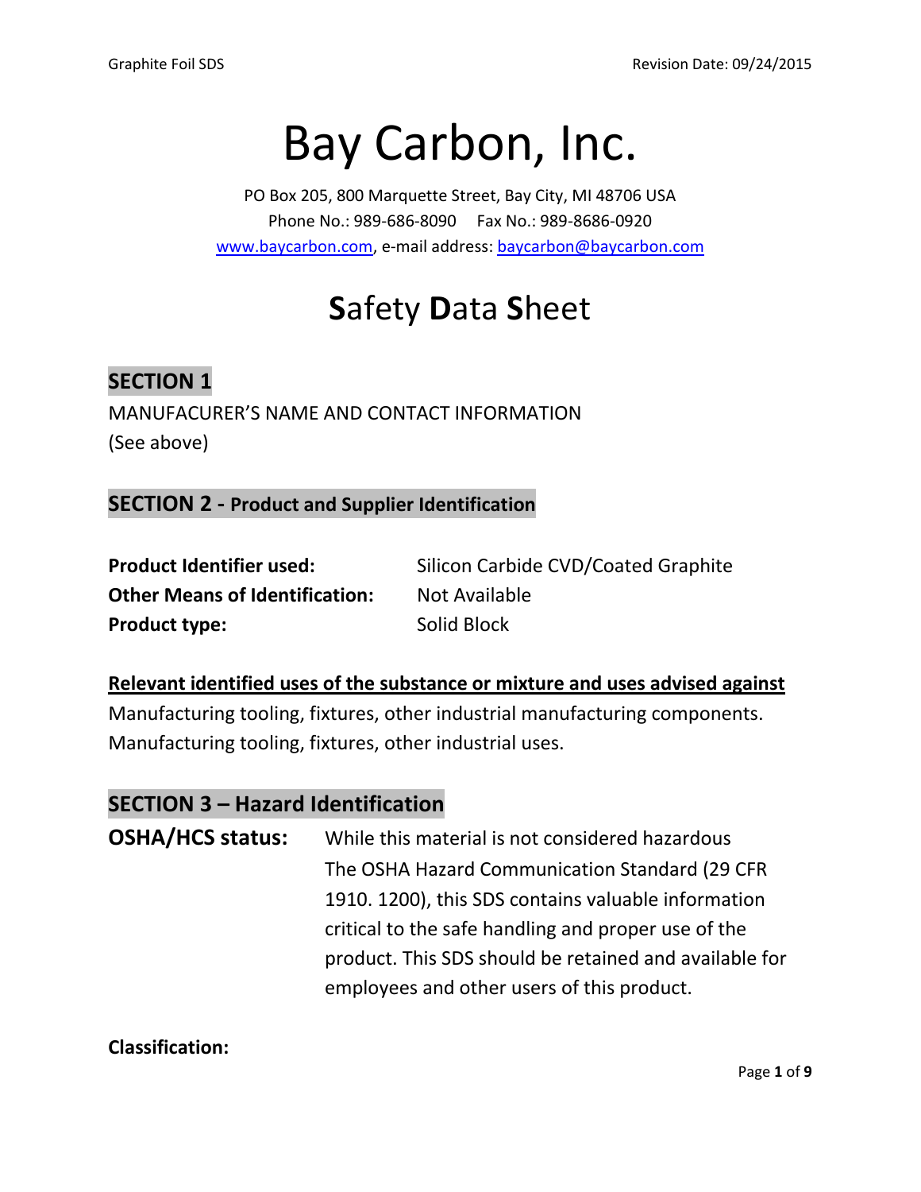# Bay Carbon, Inc.

PO Box 205, 800 Marquette Street, Bay City, MI 48706 USA
Phone No.: 989-686-8090     Fax No.: 989-8686-0920
www.baycarbon.com, e-mail address: baycarbon@baycarbon.com

# **S**afety **D**ata **S**heet

## SECTION 1

MANUFACURER'S NAME AND CONTACT INFORMATION
(See above)

## SECTION 2 - Product and Supplier Identification

| | |
|---|---|
| **Product Identifier used:** | Silicon Carbide CVD/Coated Graphite |
| **Other Means of Identification:** | Not Available |
| **Product type:** | Solid Block |

**Relevant identified uses of the substance or mixture and uses advised against**

Manufacturing tooling, fixtures, other industrial manufacturing components.
Manufacturing tooling, fixtures, other industrial uses.

## SECTION 3 – Hazard Identification

**OSHA/HCS status:** While this material is not considered hazardous The OSHA Hazard Communication Standard (29 CFR 1910. 1200), this SDS contains valuable information critical to the safe handling and proper use of the product. This SDS should be retained and available for employees and other users of this product.

**Classification:**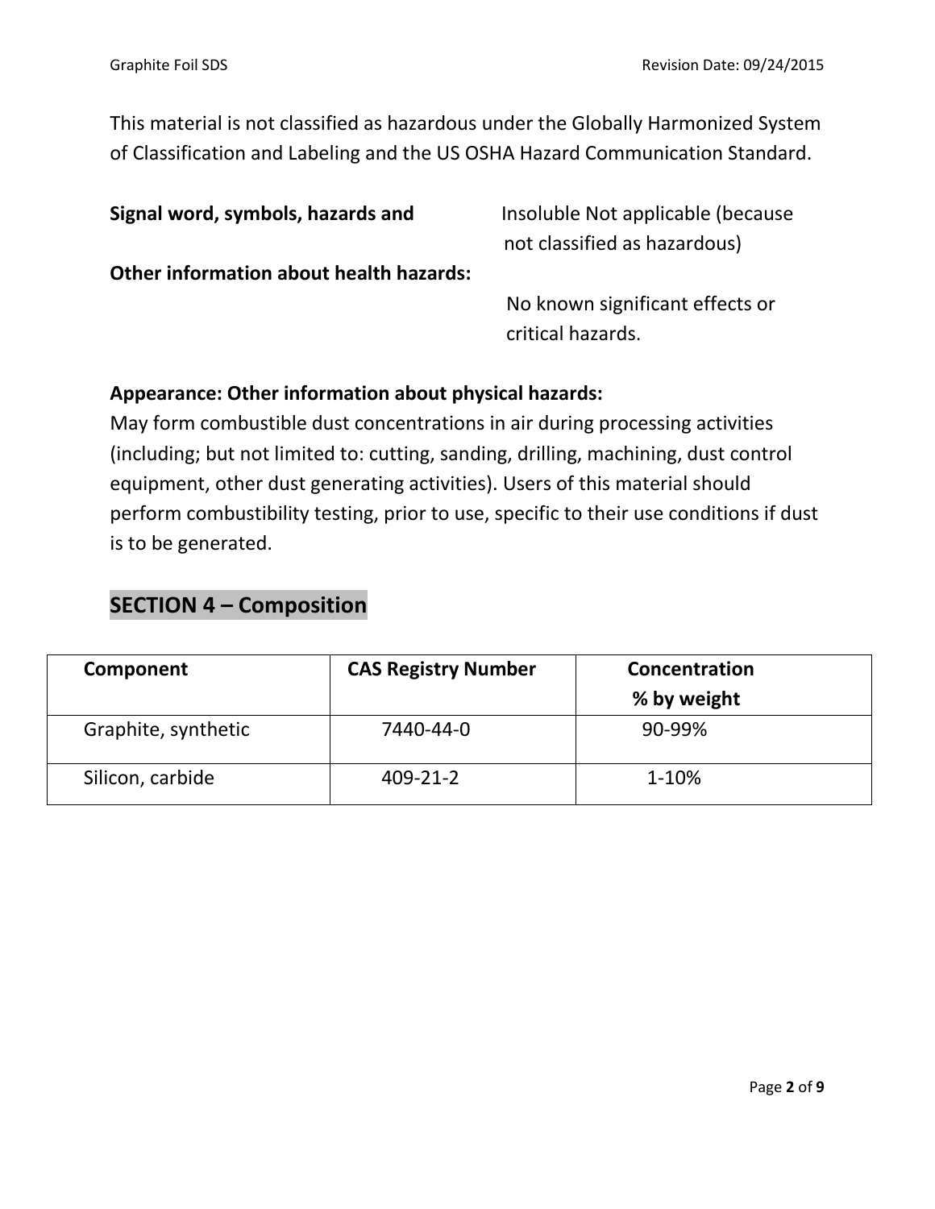This material is not classified as hazardous under the Globally Harmonized System of Classification and Labeling and the US OSHA Hazard Communication Standard.

**Signal word, symbols, hazards and** Insoluble Not applicable (because not classified as hazardous)

**Other information about health hazards:** No known significant effects or critical hazards.

**Appearance: Other information about physical hazards:**
May form combustible dust concentrations in air during processing activities (including; but not limited to: cutting, sanding, drilling, machining, dust control equipment, other dust generating activities). Users of this material should perform combustibility testing, prior to use, specific to their use conditions if dust is to be generated.

## SECTION 4 – Composition

| Component | CAS Registry Number | Concentration % by weight |
|---|---|---|
| Graphite, synthetic | 7440-44-0 | 90-99% |
| Silicon, carbide | 409-21-2 | 1-10% |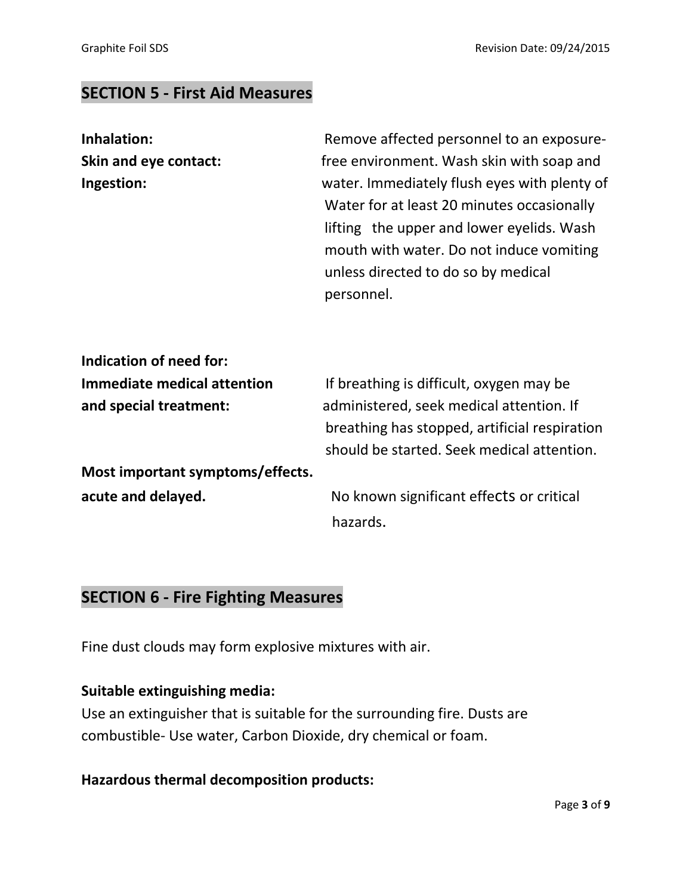## SECTION 5 - First Aid Measures

**Inhalation:**
**Skin and eye contact:**
**Ingestion:**

Remove affected personnel to an exposure-free environment. Wash skin with soap and water. Immediately flush eyes with plenty of Water for at least 20 minutes occasionally lifting the upper and lower eyelids. Wash mouth with water. Do not induce vomiting unless directed to do so by medical personnel.

**Indication of need for:**
**Immediate medical attention and special treatment:** If breathing is difficult, oxygen may be administered, seek medical attention. If breathing has stopped, artificial respiration should be started. Seek medical attention.

**Most important symptoms/effects. acute and delayed.** No known significant effects or critical hazards.

## SECTION 6 - Fire Fighting Measures

Fine dust clouds may form explosive mixtures with air.

**Suitable extinguishing media:**
Use an extinguisher that is suitable for the surrounding fire. Dusts are combustible- Use water, Carbon Dioxide, dry chemical or foam.

**Hazardous thermal decomposition products:**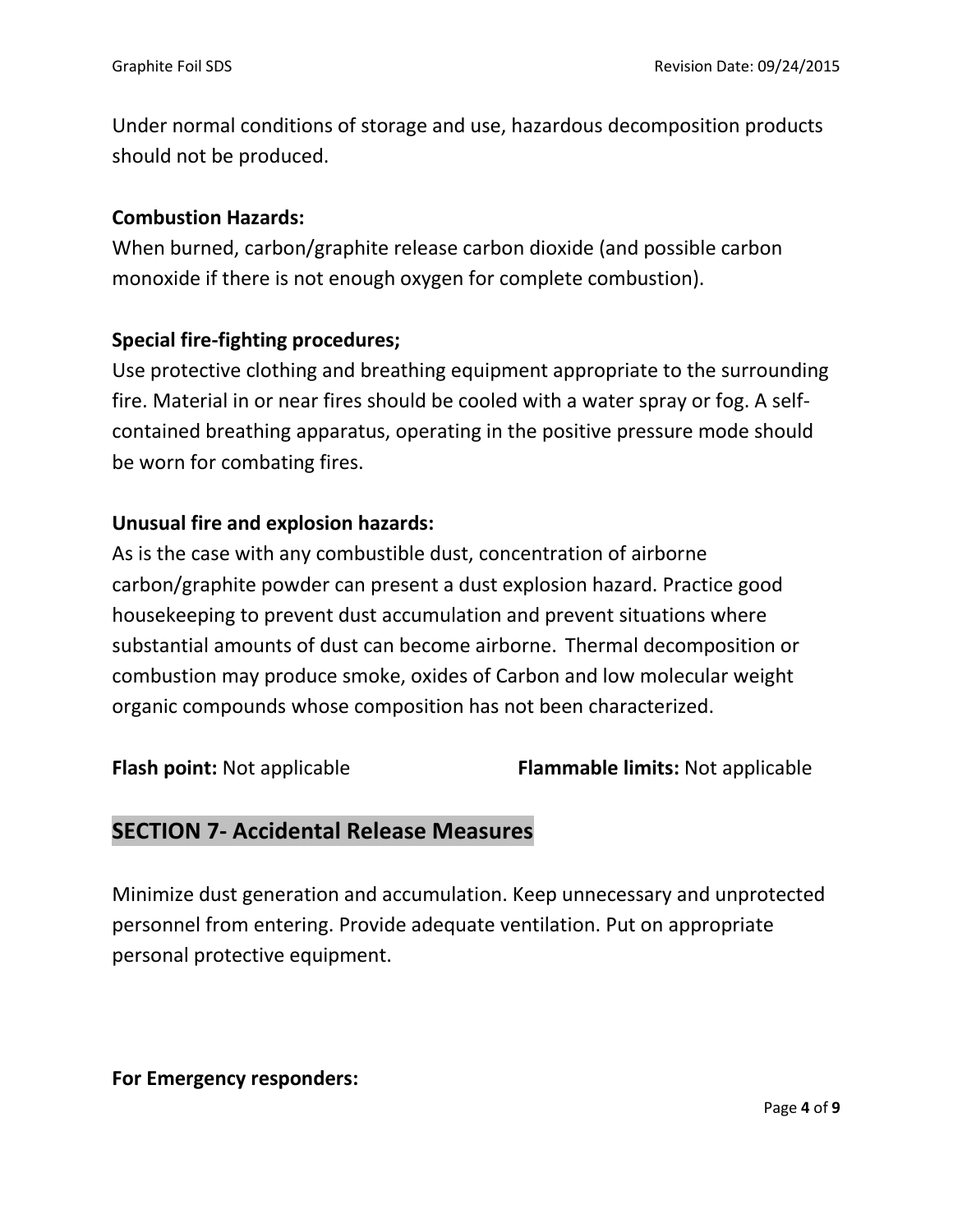Under normal conditions of storage and use, hazardous decomposition products should not be produced.

**Combustion Hazards:**

When burned, carbon/graphite release carbon dioxide (and possible carbon monoxide if there is not enough oxygen for complete combustion).

**Special fire-fighting procedures;**

Use protective clothing and breathing equipment appropriate to the surrounding fire. Material in or near fires should be cooled with a water spray or fog. A self-contained breathing apparatus, operating in the positive pressure mode should be worn for combating fires.

**Unusual fire and explosion hazards:**

As is the case with any combustible dust, concentration of airborne carbon/graphite powder can present a dust explosion hazard. Practice good housekeeping to prevent dust accumulation and prevent situations where substantial amounts of dust can become airborne. Thermal decomposition or combustion may produce smoke, oxides of Carbon and low molecular weight organic compounds whose composition has not been characterized.

**Flash point:** Not applicable **Flammable limits:** Not applicable

## SECTION 7- Accidental Release Measures

Minimize dust generation and accumulation. Keep unnecessary and unprotected personnel from entering. Provide adequate ventilation. Put on appropriate personal protective equipment.

**For Emergency responders:**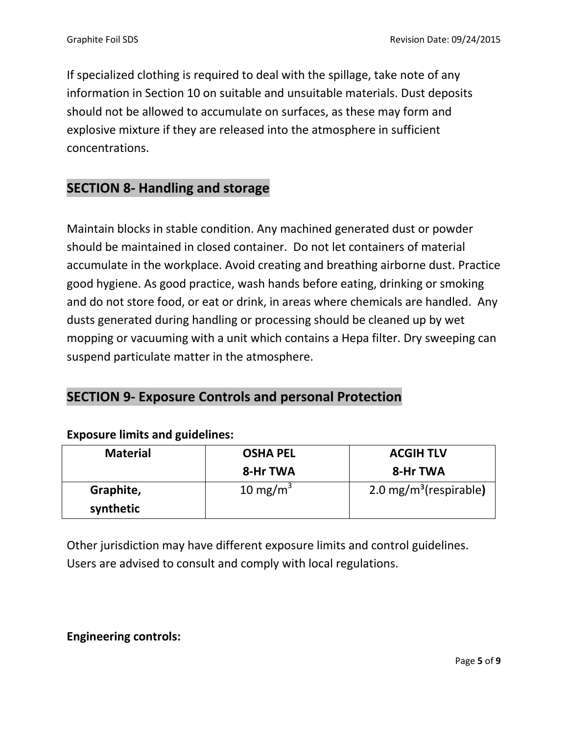If specialized clothing is required to deal with the spillage, take note of any information in Section 10 on suitable and unsuitable materials. Dust deposits should not be allowed to accumulate on surfaces, as these may form and explosive mixture if they are released into the atmosphere in sufficient concentrations.

## SECTION 8- Handling and storage

Maintain blocks in stable condition. Any machined generated dust or powder should be maintained in closed container. Do not let containers of material accumulate in the workplace. Avoid creating and breathing airborne dust. Practice good hygiene. As good practice, wash hands before eating, drinking or smoking and do not store food, or eat or drink, in areas where chemicals are handled. Any dusts generated during handling or processing should be cleaned up by wet mopping or vacuuming with a unit which contains a Hepa filter. Dry sweeping can suspend particulate matter in the atmosphere.

## SECTION 9- Exposure Controls and personal Protection

**Exposure limits and guidelines:**

| Material | OSHA PEL 8-Hr TWA | ACGIH TLV 8-Hr TWA |
|---|---|---|
| **Graphite, synthetic** | 10 $mg/m^3$ | 2.0 $mg/m^3$(respirable**)** |

Other jurisdiction may have different exposure limits and control guidelines. Users are advised to consult and comply with local regulations.

**Engineering controls:**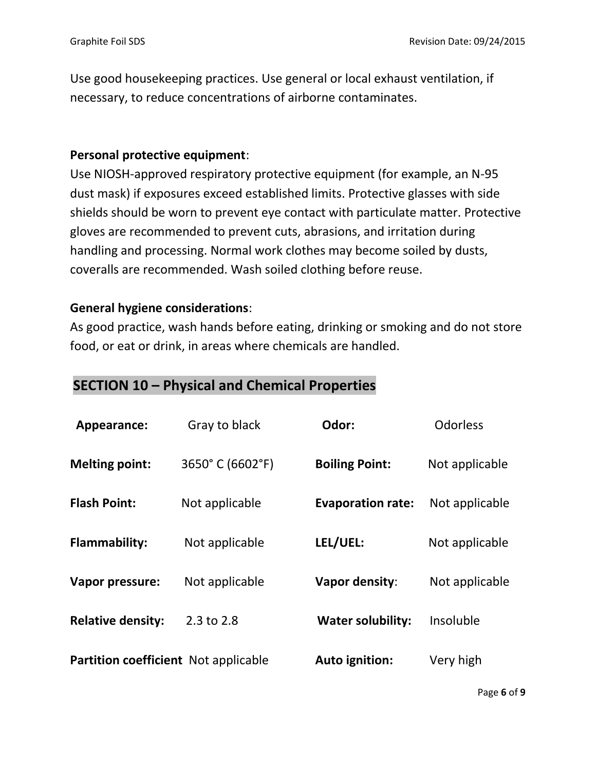Use good housekeeping practices. Use general or local exhaust ventilation, if necessary, to reduce concentrations of airborne contaminates.

**Personal protective equipment**:
Use NIOSH-approved respiratory protective equipment (for example, an N-95 dust mask) if exposures exceed established limits. Protective glasses with side shields should be worn to prevent eye contact with particulate matter. Protective gloves are recommended to prevent cuts, abrasions, and irritation during handling and processing. Normal work clothes may become soiled by dusts, coveralls are recommended. Wash soiled clothing before reuse.

**General hygiene considerations**:
As good practice, wash hands before eating, drinking or smoking and do not store food, or eat or drink, in areas where chemicals are handled.

## SECTION 10 – Physical and Chemical Properties

| | | | |
|---|---|---|---|
| **Appearance:** | Gray to black | **Odor:** | Odorless |
| **Melting point:** | 3650° C (6602°F) | **Boiling Point:** | Not applicable |
| **Flash Point:** | Not applicable | **Evaporation rate:** | Not applicable |
| **Flammability:** | Not applicable | **LEL/UEL:** | Not applicable |
| **Vapor pressure:** | Not applicable | **Vapor density**: | Not applicable |
| **Relative density:** | 2.3 to 2.8 | **Water solubility:** | Insoluble |
| **Partition coefficient** | Not applicable | **Auto ignition:** | Very high |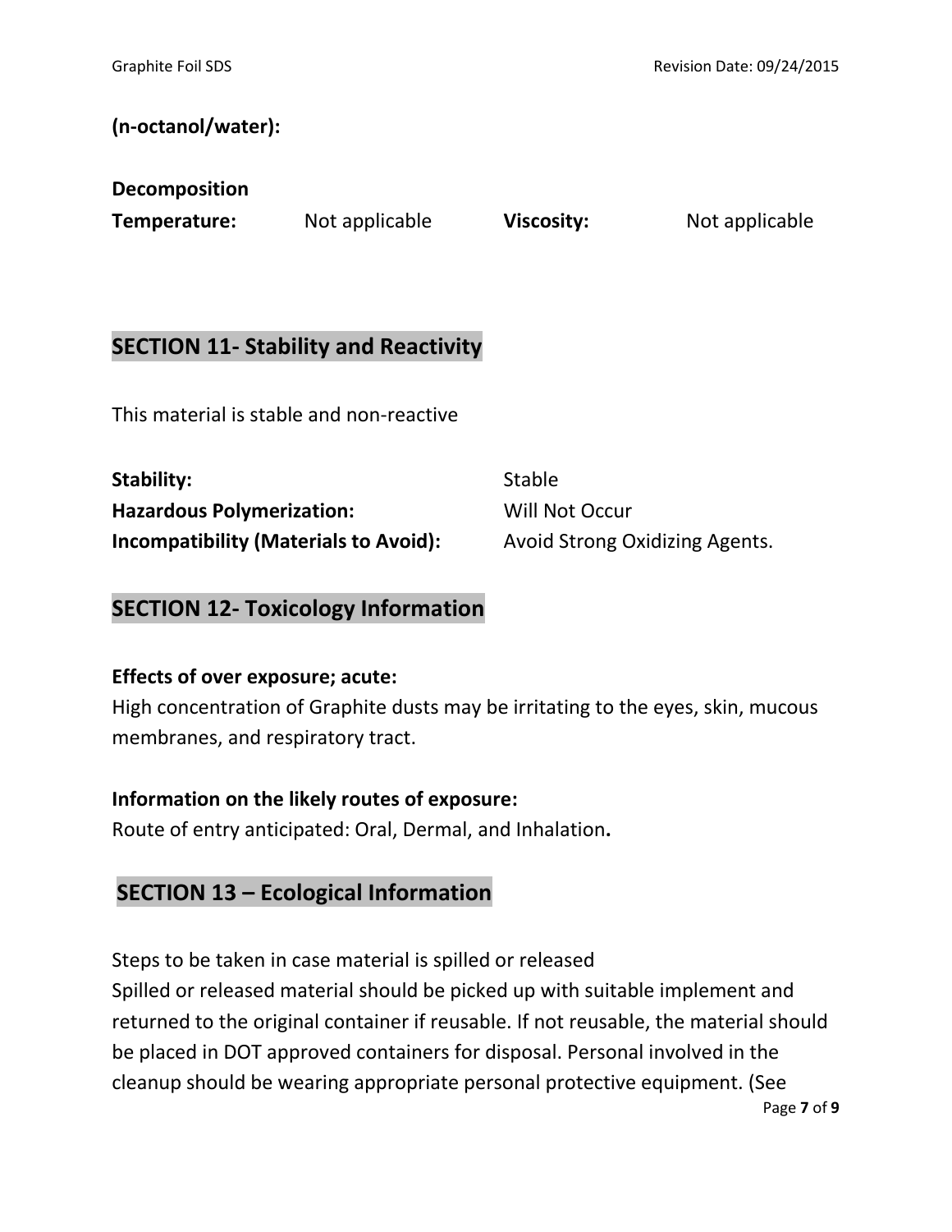**(n-octanol/water):**

| | | | |
|---|---|---|---|
| **Decomposition Temperature:** | Not applicable | **Viscosity:** | Not applicable |

## SECTION 11- Stability and Reactivity

This material is stable and non-reactive

| | |
|---|---|
| **Stability:** | Stable |
| **Hazardous Polymerization:** | Will Not Occur |
| **Incompatibility (Materials to Avoid):** | Avoid Strong Oxidizing Agents. |

## SECTION 12- Toxicology Information

**Effects of over exposure; acute:**
High concentration of Graphite dusts may be irritating to the eyes, skin, mucous membranes, and respiratory tract.

**Information on the likely routes of exposure:**
Route of entry anticipated: Oral, Dermal, and Inhalation**.**

## SECTION 13 – Ecological Information

Steps to be taken in case material is spilled or released
Spilled or released material should be picked up with suitable implement and returned to the original container if reusable. If not reusable, the material should be placed in DOT approved containers for disposal. Personal involved in the cleanup should be wearing appropriate personal protective equipment. (See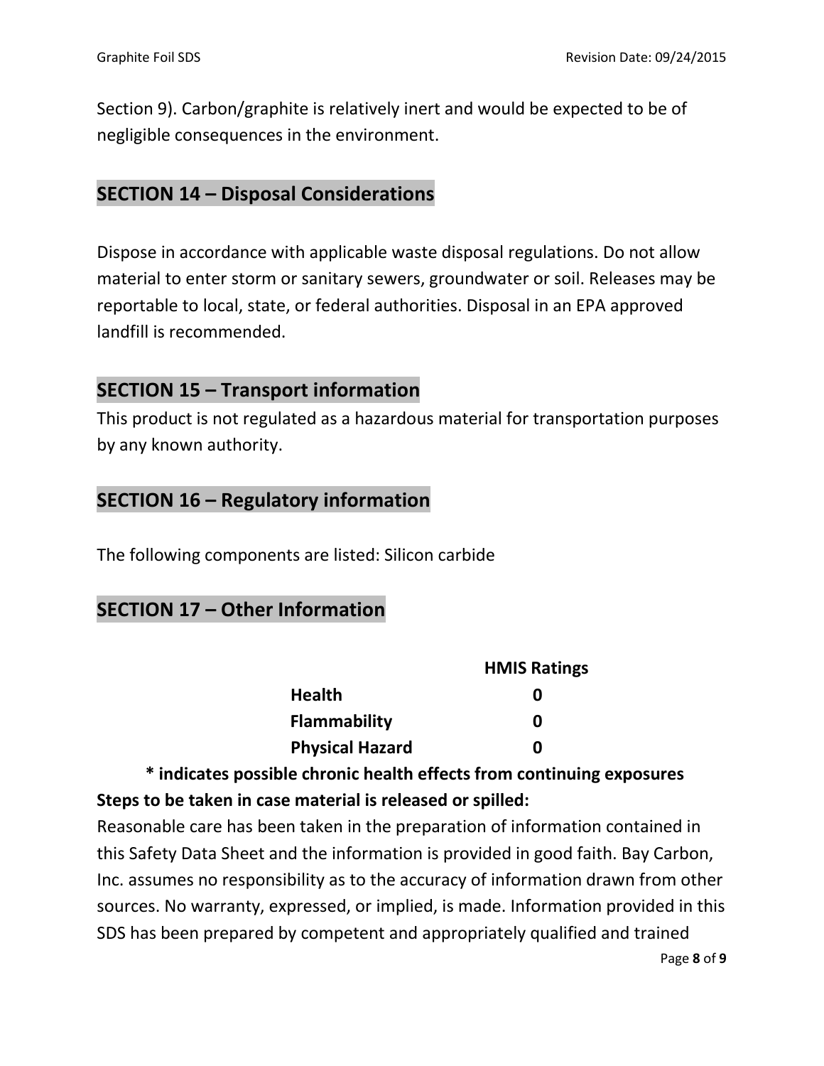Section 9). Carbon/graphite is relatively inert and would be expected to be of negligible consequences in the environment.

## SECTION 14 – Disposal Considerations

Dispose in accordance with applicable waste disposal regulations. Do not allow material to enter storm or sanitary sewers, groundwater or soil. Releases may be reportable to local, state, or federal authorities. Disposal in an EPA approved landfill is recommended.

## SECTION 15 – Transport information

This product is not regulated as a hazardous material for transportation purposes by any known authority.

## SECTION 16 – Regulatory information

The following components are listed: Silicon carbide

## SECTION 17 – Other Information

| | HMIS Ratings |
|---|---|
| **Health** | **0** |
| **Flammability** | **0** |
| **Physical Hazard** | **0** |

**\* indicates possible chronic health effects from continuing exposures**

**Steps to be taken in case material is released or spilled:**

Reasonable care has been taken in the preparation of information contained in this Safety Data Sheet and the information is provided in good faith. Bay Carbon, Inc. assumes no responsibility as to the accuracy of information drawn from other sources. No warranty, expressed, or implied, is made. Information provided in this SDS has been prepared by competent and appropriately qualified and trained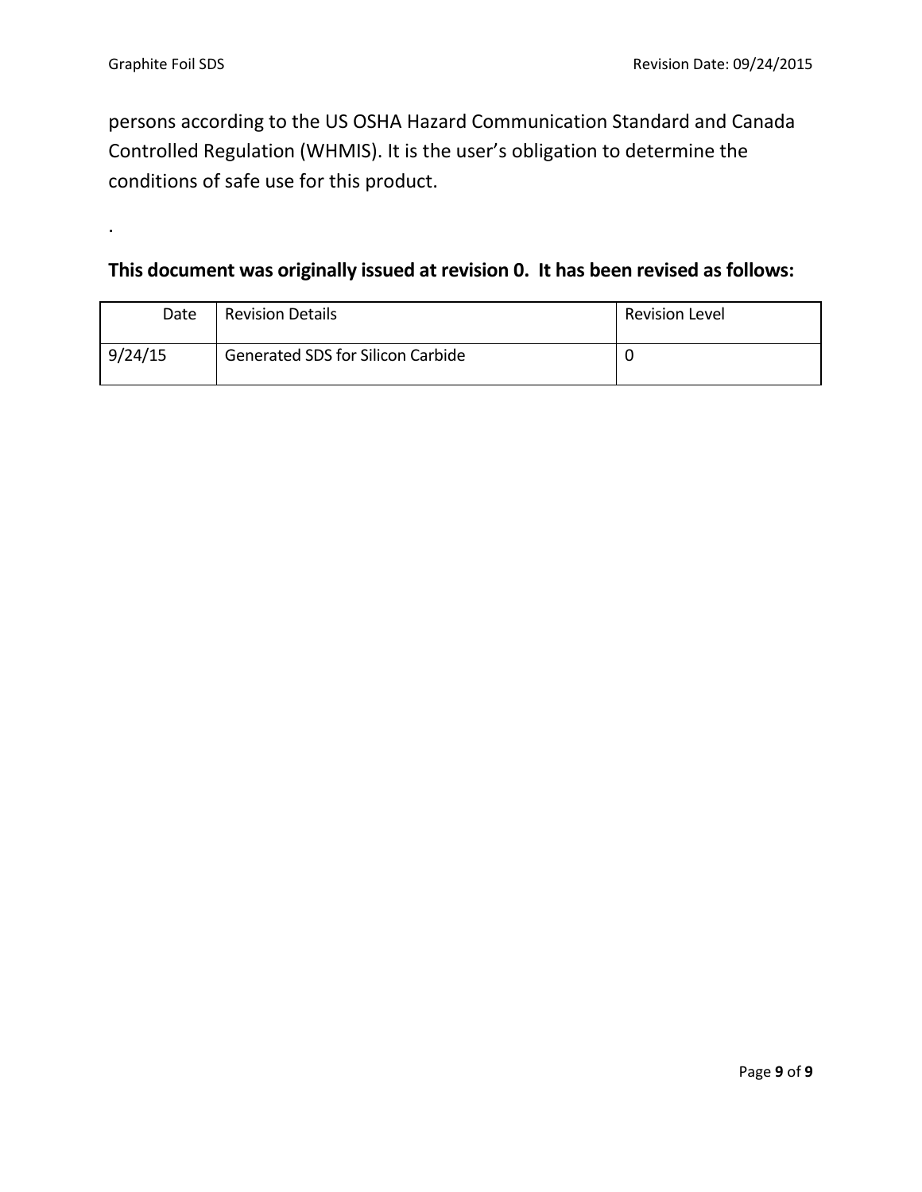persons according to the US OSHA Hazard Communication Standard and Canada Controlled Regulation (WHMIS). It is the user's obligation to determine the conditions of safe use for this product.

.

**This document was originally issued at revision 0. It has been revised as follows:**

| Date | Revision Details | Revision Level |
|---|---|---|
| 9/24/15 | Generated SDS for Silicon Carbide | 0 |